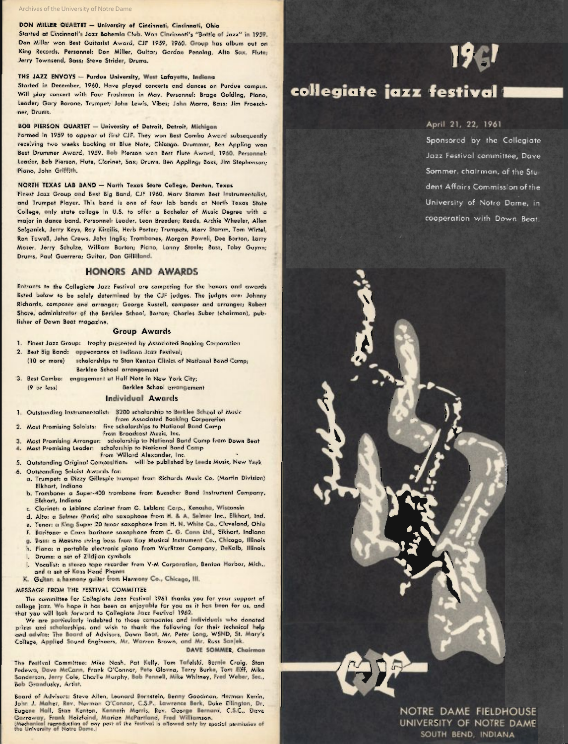**DON MILLER QUARTET — University of Cincinnati, Cincinnati, Ohio**
Started at Cincinnati's Jazz Bohemia Club. Won Cincinnati's "Battle of Jazz" in 1959. Don Millar won Best Guitarist Award, CJF 1959, 1960. Group has album out on King Records. Personnel: Don Miller, Guitar; Gordon Penning, Alto Sax, Flute; Jerry Townsend, Bass; Steve Strider, Drums.

**THE JAZZ ENVOYS — Purdue University, West Lafayette, Indiana**
Started in December, 1960. Have played concerts and dances on Purdue campus. Will play concert with Four Freshmen in May. Personnel: Brage Golding, Piano, Leader; Gary Barone, Trumpet; John Lewis, Vibes; John Marro, Bass; Jim Froeschner, Drums.

**BOB PIERSON QUARTET — University of Detroit, Detroit, Michigan**
Formed in 1959 to appear at first CJF. They won Best Combo Award subsequently receiving two weeks booking at Blue Note, Chicago. Drummer, Ben Appling won Best Drummer Award, 1959. Bob Pierson won Best Flute Award, 1960. Personnel: Leader, Bob Pierson, Flute, Clarinet, Sax; Drums, Ben Appling; Bass, Jim Stephenson; Piano, John Griffith.

**NORTH TEXAS LAB BAND — North Texas State College, Denton, Texas**
Finest Jazz Group and Best Big Band, CJF 1960. Marv Stamm Best Instrumentalist, and Trumpet Player. This band is one of four lab bands at North Texas State College, only state college in U.S. to offer a Bachelor of Music Degree with a major in dance band. Personnel: Leader, Leon Breeden; Reeds, Archie Wheeler, Allen Solganick, Jerry Keys, Ray Kireilis, Herb Porter; Trumpets, Marv Stamm, Tom Wirtel, Ron Towell, John Crews, John Inglis; Trombones, Morgan Powell, Dee Barton, Larry Moser, Jerry Schulze, William Barton; Piano, Lanny Steele; Bass, Toby Guynn; Drums, Paul Guerrero; Guitar, Don Gilliland.

## HONORS AND AWARDS

Entrants to the Collegiate Jazz Festival are competing for the honors and awards listed below to be solely determined by the CJF judges. The judges are: Johnny Richards, composer and arranger; George Russell, composer and arranger; Robert Share, administrator of the Berklee School, Boston; Charles Suber (chairman), publisher of Down Beat magazine.

### Group Awards

1. Finest Jazz Group: trophy presented by Associated Booking Corporation
2. Best Big Band: appearance at Indiana Jazz Festival;
   (10 or more) scholarships to Stan Kenton Clinics of National Band Camp; Berklee School arrangement
3. Best Combo: engagement at Half Note in New York City;
   (9 or less) Berklee School arrangement

### Individual Awards

1. Outstanding Instrumentalist: $200 scholarship to Berklee School of Music from Associated Booking Corporation
2. Most Promising Soloists: five scholarships to National Band Camp from Broadcast Music, Inc.
3. Most Promising Arranger: scholarship to National Band Camp from Down Beat
4. Most Promising Leader: scholarship to National Band Camp from Willard Alexander, Inc.
5. Outstanding Original Composition: will be published by Leeds Music, New York
6. Outstanding Soloist Awards for:
   a. Trumpet: a Dizzy Gillespie trumpet from Richards Music Co. (Martin Division) Elkhart, Indiana
   b. Trombone: a Super-400 trombone from Buescher Band Instrument Company, Elkhart, Indiana
   c. Clarinet: a Leblanc clarinet from G. Leblanc Corp., Kenosha, Wisconsin
   d. Alto: a Selmer (Paris) alto saxophone from H. & A. Selmer Inc., Elkhart, Ind.
   e. Tenor: a King Super 20 tenor saxophone from H. N. White Co., Cleveland, Ohio
   f. Baritone: a Conn baritone saxophone from C. G. Conn Ltd., Elkhart, Indiana
   g. Bass: a Maestro string bass from Kay Musical Instrument Co., Chicago, Illinois
   h. Piano: a portable electronic piano from Wurlitzer Company, DeKalb, Illinois
   i. Drums: a set of Zildjian cymbals
   j. Vocalist: a stereo tape recorder from V-M Corporation, Benton Harbor, Mich., and a set of Koss Head Phones
   K. Guitar: a harmony guitar from Harmony Co., Chicago, Ill.

MESSAGE FROM THE FESTIVAL COMMITTEE

The committee for Collegiate Jazz Festival 1961 thanks you for your support of college jazz. We hope it has been as enjoyable for you as it has been for us, and that you will look forward to Collegiate Jazz Festival 1962.

We are particularly indebted to those companies and individuals who donated prizes and scholarships, and wish to thank the following for their technical help and advice: The Board of Advisors, Down Beat, Mr. Peter Long, WSND, St. Mary's College, Applied Sound Engineers, Mr. Warren Brown, and Mr. Russ Sanjek.

**DAVE SOMMER, Chairman**

The Festival Committee: Mike Nash, Pat Kelly, Tom Tafelski, Bernie Craig, Stan Fedewa, Dave McCann, Frank O'Connor, Pete Glovna, Terry Burke, Tom Eiff, Mike Sanderson, Jerry Cole, Charlie Murphy, Bob Pennell, Mike Whitney, Fred Weber, Sec., Bob Grandusky, Artist.

Board of Advisors: Steve Allen, Leonard Bernstein, Benny Goodman, Herman Kenin, John J. Maher, Rev. Norman O'Connor, C.S.P., Lawrence Berk, Duke Ellington, Dr. Eugene Hall, Stan Kenton, Kenneth Morris, Rev. George Bernard, C.S.C., Dave Garroway, Frank Holzfeind, Marian McPartland, Fred Williamson.

(Mechanical reproduction of any part of the Festival is allowed only by special permission of the University of Notre Dame.)

# 1961 collegiate jazz festival

April 21, 22, 1961

Sponsored by the Collegiate Jazz Festival committee, Dave Sommer, chairman, of the Student Affairs Commission of the University of Notre Dame, in cooperation with Down Beat.

CJF

NOTRE DAME FIELDHOUSE
UNIVERSITY OF NOTRE DAME
SOUTH BEND, INDIANA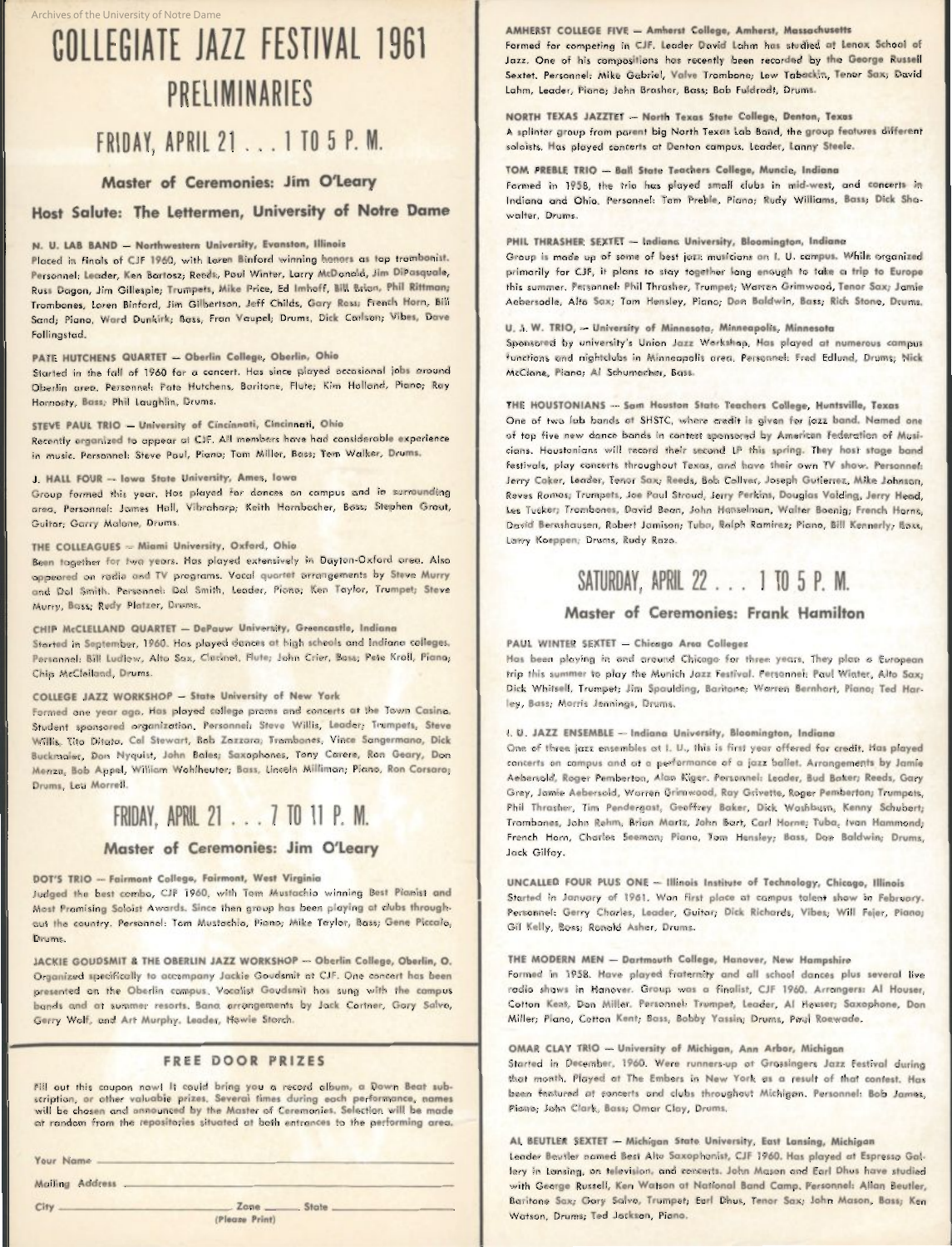# COLLEGIATE JAZZ FESTIVAL 1961

## PRELIMINARIES

## FRIDAY, APRIL 21 . . . 1 TO 5 P. M.

### Master of Ceremonies: Jim O'Leary

### Host Salute: The Lettermen, University of Notre Dame

**N. U. LAB BAND — Northwestern University, Evanston, Illinois**
Placed in finals of CJF 1960, with Loren Binford winning honors as top trombonist. Personnel: Leader, Ken Bartosz; Reeds, Paul Winter, Larry McDonald, Jim DiPasquale, Russ Dagon, Jim Gillespie; Trumpets, Mike Price, Ed Imhoff, Bill Brian, Phil Rittman; Trombones, Loren Binford, Jim Gilbertson, Jeff Childs, Gary Ross; French Horn, Bill Sand; Piano, Ward Dunkirk; Bass, Fran Vaupel; Drums, Dick Carlson; Vibes, Dave Follingstad.

**PATE HUTCHENS QUARTET — Oberlin College, Oberlin, Ohio**
Started in the fall of 1960 for a concert. Has since played occasional jobs around Oberlin area. Personnel: Pate Hutchens, Baritone, Flute; Kim Holland, Piano; Ray Hornosty, Bass; Phil Laughlin, Drums.

**STEVE PAUL TRIO — University of Cincinnati, Cincinnati, Ohio**
Recently organized to appear at CJF. All members have had considerable experience in music. Personnel: Steve Paul, Piano; Tom Miller, Bass; Tom Walker, Drums.

**J. HALL FOUR — Iowa State University, Ames, Iowa**
Group formed this year. Has played for dances on campus and in surrounding area. Personnel: James Hall, Vibraharp; Keith Hornbacher, Bass; Stephen Grout, Guitar; Garry Malone, Drums.

**THE COLLEAGUES — Miami University, Oxford, Ohio**
Been together for two years. Has played extensively in Dayton-Oxford area. Also appeared on radio and TV programs. Vocal quartet arrangements by Steve Murry and Dal Smith. Personnel: Dal Smith, Leader, Piano; Ken Taylor, Trumpet; Steve Murry, Bass; Rudy Platzer, Drums.

**CHIP McCLELLAND QUARTET — DePauw University, Greencastle, Indiana**
Started in September, 1960. Has played dances at high schools and Indiana colleges. Personnel: Bill Ludlow, Alto Sax, Clarinet, Flute; John Crier, Bass; Pete Kroll, Piano; Chip McClelland, Drums.

**COLLEGE JAZZ WORKSHOP — State University of New York**
Formed one year ago. Has played college proms and concerts at the Town Casino. Student sponsored organization. Personnel: Steve Willis, Leader; Trumpets, Steve Willis, Tito Ditato, Cal Stewart, Bob Zazzara; Trombones, Vince Sangermano, Dick Buckmaier, Don Nyquist, John Bales; Saxophones, Tony Carere, Ron Geary, Don Menza, Bob Appel, William Wohlheuter; Bass, Lincoln Milliman; Piano, Ron Corsaro; Drums, Lou Morrell.

## FRIDAY, APRIL 21 . . . 7 TO 11 P. M.

### Master of Ceremonies: Jim O'Leary

**DOT'S TRIO — Fairmont College, Fairmont, West Virginia**
Judged the best combo, CJF 1960, with Tom Mustachio winning Best Pianist and Most Promising Soloist Awards. Since then group has been playing at clubs throughout the country. Personnel: Tom Mustachio, Piano; Mike Taylor, Bass; Gene Piccolo, Drums.

**JACKIE GOUDSMIT & THE OBERLIN JAZZ WORKSHOP — Oberlin College, Oberlin, O.**
Organized specifically to accompany Jackie Goudsmit at CJF. One concert has been presented on the Oberlin campus. Vocalist Goudsmit has sung with the campus bands and at summer resorts. Band arrangements by Jack Cortner, Gary Salvo, Gerry Wolf, and Art Murphy. Leader, Howie Storch.

### FREE DOOR PRIZES

Fill out this coupon now! It could bring you a record album, a Down Beat subscription, or other valuable prizes. Several times during each performance, names will be chosen and announced by the Master of Ceremonies. Selection will be made at random from the repositories situated at both entrances to the performing area.

Your Name ______________________________

Mailing Address ______________________________

City ______________ Zone ______ State ______________
(Please Print)

**AMHERST COLLEGE FIVE — Amherst College, Amherst, Massachusetts**
Formed for competing in CJF. Leader David Lahm has studied at Lenox School of Jazz. One of his compositions has recently been recorded by the George Russell Sextet. Personnel: Mike Gabriel, Valve Trombone; Lew Tabackin, Tenor Sax; David Lahm, Leader, Piano; John Brasher, Bass; Bob Fuldrodt, Drums.

**NORTH TEXAS JAZZTET — North Texas State College, Denton, Texas**
A splinter group from parent big North Texas Lab Band, the group features different soloists. Has played concerts at Denton campus. Leader, Lanny Steele.

**TOM PREBLE TRIO — Ball State Teachers College, Muncie, Indiana**
Formed in 1958, the trio has played small clubs in mid-west, and concerts in Indiana and Ohio. Personnel: Tom Preble, Piano; Rudy Williams, Bass; Dick Showalter, Drums.

**PHIL THRASHER SEXTET — Indiana University, Bloomington, Indiana**
Group is made up of some of best jazz musicians on I. U. campus. While organized primarily for CJF, it plans to stay together long enough to take a trip to Europe this summer. Personnel: Phil Thrasher, Trumpet; Warren Grimwood, Tenor Sax; Jamie Aebersold, Alto Sax; Tom Hensley, Piano; Don Baldwin, Bass; Rich Stone, Drums.

**U. A. W. TRIO — University of Minnesota, Minneapolis, Minnesota**
Sponsored by university's Union Jazz Workshop. Has played at numerous campus functions and nightclubs in Minneapolis area. Personnel: Fred Edlund, Drums; Nick McClane, Piano; Al Schumacher, Bass.

**THE HOUSTONIANS — Sam Houston State Teachers College, Huntsville, Texas**
One of two lab bands at SHSTC, where credit is given for jazz band. Named one of top five new dance bands in contest sponsored by American Federation of Musicians. Houstonians will record their second LP this spring. They host stage band festivals, play concerts throughout Texas, and have their own TV show. Personnel: Jerry Coker, Leader, Tenor Sax; Reeds, Bob Collver, Joseph Gutierrez, Mike Johnson, Reyes Ramos; Trumpets, Joe Paul Stroud, Jerry Perkins, Douglas Volding, Jerry Head, Les Tucker; Trombones, David Bean, John Hanselman, Walter Boenig; French Horns, David Berashausen, Robert Jamison; Tuba, Ralph Ramirez; Piano, Bill Kennerly; Bass, Larry Koeppen; Drums, Rudy Raza.

## SATURDAY, APRIL 22 . . . 1 TO 5 P. M.

### Master of Ceremonies: Frank Hamilton

**PAUL WINTER SEXTET — Chicago Area Colleges**
Has been playing in and around Chicago for three years. They plan a European trip this summer to play the Munich Jazz Festival. Personnel: Paul Winter, Alto Sax; Dick Whitsell, Trumpet; Jim Spaulding, Baritone; Warren Bernhart, Piano; Ted Harley, Bass; Morris Jennings, Drums.

**I. U. JAZZ ENSEMBLE — Indiana University, Bloomington, Indiana**
One of three jazz ensembles at I. U., this is first year offered for credit. Has played concerts on campus and at a performance of a jazz ballet. Arrangements by Jamie Aebersold, Roger Pemberton, Alan Kiger. Personnel: Leader, Bud Baker; Reeds, Gary Grey, Jamie Aebersold, Warren Grimwood, Ray Grivette, Roger Pemberton; Trumpets, Phil Thrasher, Tim Pendergast, Geoffrey Baker, Dick Washburn, Kenny Schubert; Trombones, John Rehm, Brian Martz, John Bert, Carl Horne; Tuba, Ivan Hammond; French Horn, Charles Seeman; Piano, Tom Hensley; Bass, Don Baldwin; Drums, Jack Gilfoy.

**UNCALLED FOUR PLUS ONE — Illinois Institute of Technology, Chicago, Illinois**
Started in January of 1961. Won first place at campus talent show in February. Personnel: Gerry Charles, Leader, Guitar; Dick Richards, Vibes; Will Fejer, Piano; Gil Kelly, Bass; Ronald Asher, Drums.

**THE MODERN MEN — Dartmouth College, Hanover, New Hampshire**
Formed in 1958. Have played fraternity and all school dances plus several live radio shows in Hanover. Group was a finalist, CJF 1960. Arrangers: Al Houser, Cotton Kent, Don Miller. Personnel: Trumpet, Leader, Al Houser; Saxophone, Don Miller; Piano, Cotton Kent; Bass, Bobby Yassin; Drums, Paul Roewade.

**OMAR CLAY TRIO — University of Michigan, Ann Arbor, Michigan**
Started in December, 1960. Were runners-up at Grossingers Jazz Festival during that month. Played at The Embers in New York as a result of that contest. Has been featured at concerts and clubs throughout Michigan. Personnel: Bob James, Piano; John Clark, Bass; Omar Clay, Drums.

**AL BEUTLER SEXTET — Michigan State University, East Lansing, Michigan**
Leader Beutler named Best Alto Saxophonist, CJF 1960. Has played at Espresso Gallery in Lansing, on television, and concerts. John Mason and Earl Dhus have studied with George Russell, Ken Watson at National Band Camp. Personnel: Allan Beutler, Baritone Sax; Gary Salvo, Trumpet; Earl Dhus, Tenor Sax; John Mason, Bass; Ken Watson, Drums; Ted Jackson, Piano.